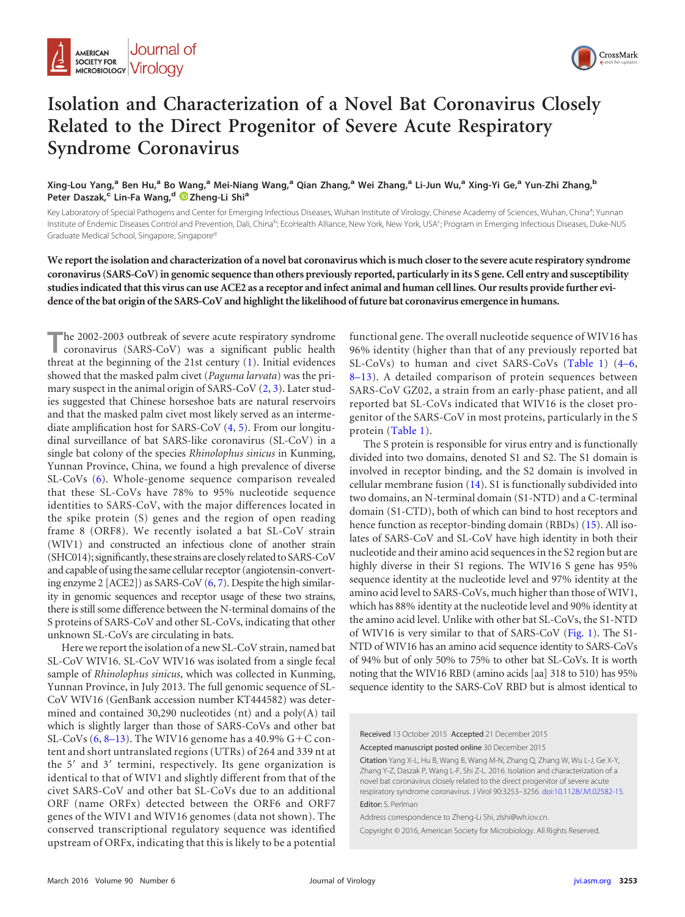# Isolation and Characterization of a Novel Bat Coronavirus Closely Related to the Direct Progenitor of Severe Acute Respiratory Syndrome Coronavirus

**Xing-Lou Yang,[a] Ben Hu,[a] Bo Wang,[a] Mei-Niang Wang,[a] Qian Zhang,[a] Wei Zhang,[a] Li-Jun Wu,[a] Xing-Yi Ge,[a] Yun-Zhi Zhang,[b] Peter Daszak,[c] Lin-Fa Wang,[d] Zheng-Li Shi[a]**

Key Laboratory of Special Pathogens and Center for Emerging Infectious Diseases, Wuhan Institute of Virology, Chinese Academy of Sciences, Wuhan, China[a]; Yunnan Institute of Endemic Diseases Control and Prevention, Dali, China[b]; EcoHealth Alliance, New York, New York, USA[c]; Program in Emerging Infectious Diseases, Duke-NUS Graduate Medical School, Singapore, Singapore[d]

**We report the isolation and characterization of a novel bat coronavirus which is much closer to the severe acute respiratory syndrome coronavirus (SARS-CoV) in genomic sequence than others previously reported, particularly in its S gene. Cell entry and susceptibility studies indicated that this virus can use ACE2 as a receptor and infect animal and human cell lines. Our results provide further evidence of the bat origin of the SARS-CoV and highlight the likelihood of future bat coronavirus emergence in humans.**

The 2002-2003 outbreak of severe acute respiratory syndrome coronavirus (SARS-CoV) was a significant public health threat at the beginning of the 21st century (1). Initial evidences showed that the masked palm civet (*Paguma larvata*) was the primary suspect in the animal origin of SARS-CoV (2, 3). Later studies suggested that Chinese horseshoe bats are natural reservoirs and that the masked palm civet most likely served as an intermediate amplification host for SARS-CoV (4, 5). From our longitudinal surveillance of bat SARS-like coronavirus (SL-CoV) in a single bat colony of the species *Rhinolophus sinicus* in Kunming, Yunnan Province, China, we found a high prevalence of diverse SL-CoVs (6). Whole-genome sequence comparison revealed that these SL-CoVs have 78% to 95% nucleotide sequence identities to SARS-CoV, with the major differences located in the spike protein (S) genes and the region of open reading frame 8 (ORF8). We recently isolated a bat SL-CoV strain (WIV1) and constructed an infectious clone of another strain (SHC014); significantly, these strains are closely related to SARS-CoV and capable of using the same cellular receptor (angiotensin-converting enzyme 2 [ACE2]) as SARS-CoV (6, 7). Despite the high similarity in genomic sequences and receptor usage of these two strains, there is still some difference between the N-terminal domains of the S proteins of SARS-CoV and other SL-CoVs, indicating that other unknown SL-CoVs are circulating in bats.

Here we report the isolation of a new SL-CoV strain, named bat SL-CoV WIV16. SL-CoV WIV16 was isolated from a single fecal sample of *Rhinolophus sinicus*, which was collected in Kunming, Yunnan Province, in July 2013. The full genomic sequence of SL-CoV WIV16 (GenBank accession number KT444582) was determined and contained 30,290 nucleotides (nt) and a poly(A) tail which is slightly larger than those of SARS-CoVs and other bat SL-CoVs (6, 8–13). The WIV16 genome has a 40.9% G+C content and short untranslated regions (UTRs) of 264 and 339 nt at the 5′ and 3′ termini, respectively. Its gene organization is identical to that of WIV1 and slightly different from that of the civet SARS-CoV and other bat SL-CoVs due to an additional ORF (name ORFx) detected between the ORF6 and ORF7 genes of the WIV1 and WIV16 genomes (data not shown). The conserved transcriptional regulatory sequence was identified upstream of ORFx, indicating that this is likely to be a potential functional gene. The overall nucleotide sequence of WIV16 has 96% identity (higher than that of any previously reported bat SL-CoVs) to human and civet SARS-CoVs (Table 1) (4–6, 8–13). A detailed comparison of protein sequences between SARS-CoV GZ02, a strain from an early-phase patient, and all reported bat SL-CoVs indicated that WIV16 is the closet progenitor of the SARS-CoV in most proteins, particularly in the S protein (Table 1).

The S protein is responsible for virus entry and is functionally divided into two domains, denoted S1 and S2. The S1 domain is involved in receptor binding, and the S2 domain is involved in cellular membrane fusion (14). S1 is functionally subdivided into two domains, an N-terminal domain (S1-NTD) and a C-terminal domain (S1-CTD), both of which can bind to host receptors and hence function as receptor-binding domain (RBDs) (15). All isolates of SARS-CoV and SL-CoV have high identity in both their nucleotide and their amino acid sequences in the S2 region but are highly diverse in their S1 regions. The WIV16 S gene has 95% sequence identity at the nucleotide level and 97% identity at the amino acid level to SARS-CoVs, much higher than those of WIV1, which has 88% identity at the nucleotide level and 90% identity at the amino acid level. Unlike with other bat SL-CoVs, the S1-NTD of WIV16 is very similar to that of SARS-CoV (Fig. 1). The S1-NTD of WIV16 has an amino acid sequence identity to SARS-CoVs of 94% but of only 50% to 75% to other bat SL-CoVs. It is worth noting that the WIV16 RBD (amino acids [aa] 318 to 510) has 95% sequence identity to the SARS-CoV RBD but is almost identical to

Received 13 October 2015 Accepted 21 December 2015

Accepted manuscript posted online 30 December 2015

Citation Yang X-L, Hu B, Wang B, Wang M-N, Zhang Q, Zhang W, Wu L-J, Ge X-Y, Zhang Y-Z, Daszak P, Wang L-F, Shi Z-L. 2016. Isolation and characterization of a novel bat coronavirus closely related to the direct progenitor of severe acute respiratory syndrome coronavirus. J Virol 90:3253–3256. doi:10.1128/JVI.02582-15.

Editor: S. Perlman

Address correspondence to Zheng-Li Shi, zlshi@wh.iov.cn.

Copyright © 2016, American Society for Microbiology. All Rights Reserved.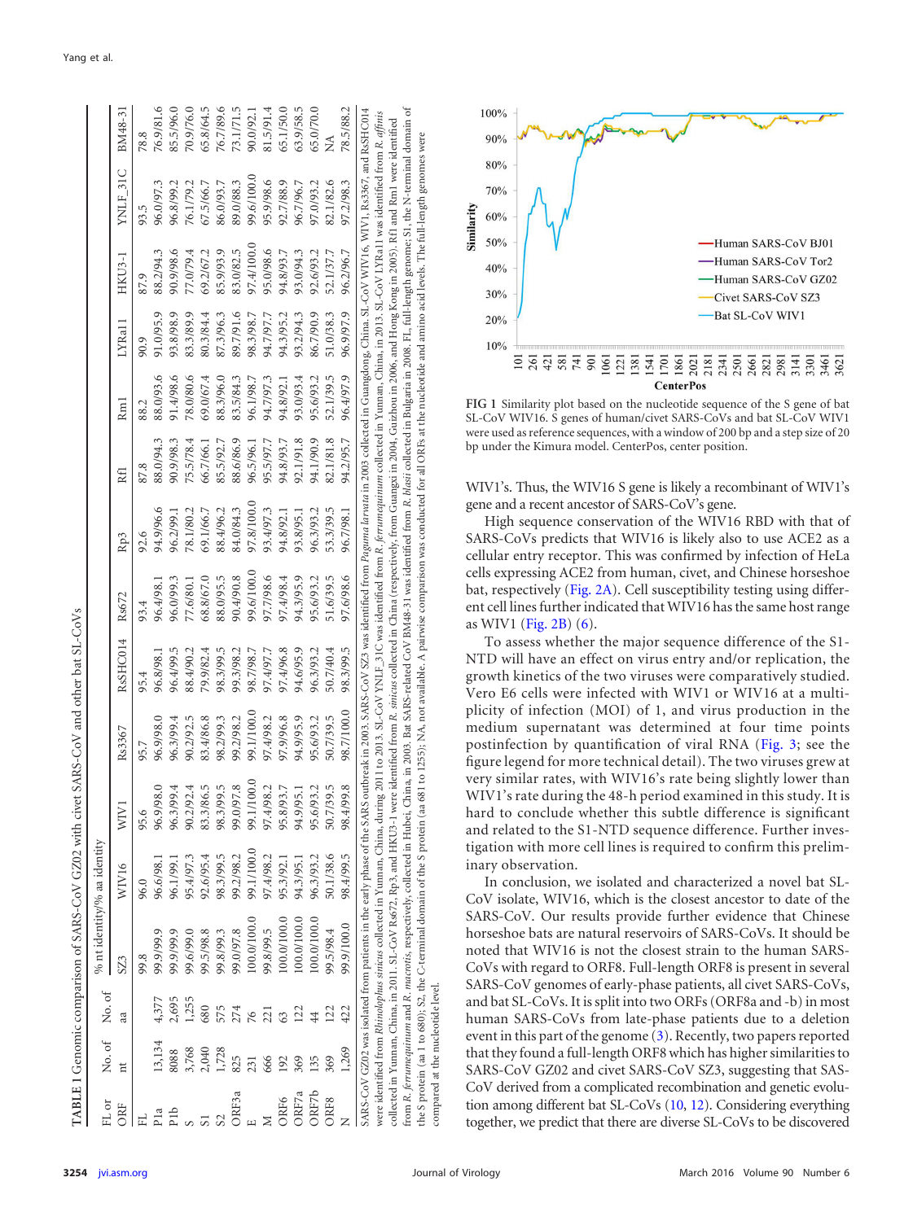**TABLE 1** Genomic comparison of SARS-CoV GZ02 with civet SARS-CoV and other bat SL-CoVs

| FL or ORF | No. of nt | No. of aa | % nt identity/% aa identity | | | | | | | | | | | |
|---|---|---|---|---|---|---|---|---|---|---|---|---|---|---|
| | | | SZ3 | WIV16 | WIV1 | Rs3367 | RsSHC014 | Rs672 | Rp3 | Rf1 | Rm1 | LYRa11 | HKU3-1 | YNLF_31C | BM48-31 |
| FL | 29,748 | | 99.8 | 96.0 | 95.6 | 95.7 | 95.4 | 93.4 | 92.6 | 87.8 | 88.2 | 90.9 | 87.9 | 93.5 | 78.8 |
| P1a | 13,134 | 4,377 | 99.9/99.9 | 96.6/98.1 | 96.9/98.0 | 96.9/98.0 | 96.8/98.1 | 96.4/98.1 | 94.9/96.6 | 88.0/94.3 | 88.0/93.6 | 91.0/95.9 | 88.2/94.3 | 96.0/97.3 | 76.9/81.6 |
| P1b | 8088 | 2,695 | 99.9/99.9 | 96.1/99.1 | 96.3/99.4 | 96.3/99.4 | 96.4/99.5 | 96.0/99.3 | 96.2/99.1 | 90.9/98.3 | 91.4/98.6 | 93.8/98.9 | 90.9/98.6 | 96.8/99.2 | 85.5/96.0 |
| S | 3,768 | 1,255 | 99.6/99.0 | 95.4/97.3 | 90.2/92.4 | 90.2/92.5 | 88.4/90.2 | 77.6/80.1 | 78.1/80.2 | 75.5/78.4 | 78.0/80.6 | 83.3/89.9 | 77.0/79.4 | 76.1/79.2 | 70.9/76.0 |
| S1 | 2,040 | 680 | 99.5/98.8 | 92.6/95.4 | 83.3/86.5 | 83.4/86.8 | 79.9/82.4 | 68.8/67.0 | 69.1/66.7 | 66.7/66.1 | 69.0/67.4 | 80.3/84.4 | 69.2/67.2 | 67.5/66.7 | 65.8/64.5 |
| S2 | 1,728 | 575 | 99.8/99.3 | 98.3/99.5 | 98.3/99.5 | 98.2/99.3 | 98.3/99.5 | 88.0/95.5 | 88.4/96.2 | 85.5/92.7 | 88.3/96.0 | 87.3/96.3 | 85.9/93.9 | 86.0/93.7 | 76.7/89.6 |
| ORF3a | 825 | 274 | 99.0/97.8 | 99.2/98.2 | 99.0/97.8 | 99.2/98.2 | 99.3/98.2 | 90.4/90.8 | 84.0/84.3 | 88.6/86.9 | 83.5/84.3 | 89.7/91.6 | 83.0/82.5 | 89.0/88.3 | 73.1/71.5 |
| E | 231 | 76 | 100.0/100.0 | 99.1/100.0 | 99.1/100.0 | 99.1/100.0 | 98.7/98.7 | 99.1/100.0 | 97.8/100.0 | 96.5/96.1 | 96.1/98.7 | 98.3/98.7 | 97.4/100.0 | 99.6/100.0 | 90.0/92.1 |
| M | 666 | 221 | 99.8/99.5 | 97.4/98.2 | 97.4/98.2 | 97.4/98.2 | 97.4/97.7 | 97.7/98.6 | 93.4/97.3 | 95.5/97.7 | 94.7/97.3 | 94.7/97.7 | 95.0/98.6 | 95.9/98.6 | 81.5/91.4 |
| ORF6 | 192 | 63 | 100.0/100.0 | 95.3/92.1 | 95.8/93.7 | 97.9/96.8 | 97.4/96.8 | 97.4/98.4 | 94.8/92.1 | 94.8/93.7 | 94.8/92.1 | 94.3/95.2 | 94.8/93.7 | 92.7/88.9 | 65.1/50.0 |
| ORF7a | 369 | 122 | 100.0/100.0 | 94.3/95.1 | 94.9/95.1 | 94.9/95.9 | 94.6/95.9 | 94.3/95.9 | 93.8/95.1 | 92.1/91.8 | 93.0/93.4 | 93.2/94.3 | 93.0/94.3 | 96.7/96.7 | 63.9/58.5 |
| ORF7b | 135 | 44 | 100.0/100.0 | 96.3/93.2 | 95.6/93.2 | 95.6/93.2 | 96.3/93.2 | 95.6/93.2 | 96.3/93.2 | 94.1/90.9 | 95.6/93.2 | 86.7/90.9 | 92.6/93.2 | 97.0/93.2 | 65.0/70.0 |
| ORF8 | 369 | 122 | 99.5/98.4 | 50.1/38.6 | 50.7/39.5 | 50.7/39.5 | 50.7/40.4 | 51.6/39.5 | 53.3/39.5 | 82.1/81.8 | 52.1/39.5 | 51.0/38.3 | 52.1/37.7 | 82.1/82.6 | NA |
| N | 1,269 | 422 | 99.9/100.0 | 98.4/99.5 | 98.4/99.8 | 98.7/100.0 | 98.3/99.5 | 97.6/98.6 | 96.7/98.1 | 94.2/95.7 | 96.4/97.9 | 96.9/97.9 | 96.2/96.7 | 97.2/98.3 | 78.5/88.2 |

SARS-CoV GZ02 was isolated from patients in the early phase of the SARS outbreak in 2003. SARS-CoV SZ3 was identified from *Paguma larvata* in 2003 collected in Guangdong, China. SL-CoV WIV16, WIV1, Rs3367, and RsSHC014 were identified from *Rhinolophus sinicus* collected in Yunnan, China, during 2011 to 2013. SL-CoV YNLF_31C was identified from *R. ferrumequinum* collected in Yunnan, China, in 2013. SL-CoV LYRa11 was identified from *R. affinis* collected in Yunnan, China, in 2011. SL-CoV Rs672, Rp3, and HKU3-1 were identified from *R. sinicus* collected in China (respectively, from Guangxi in 2004, Guizhou in 2006, and Hong Kong in 2005). Rf1 and Rm1 were identified from *R. ferrumequinum* and *R. macrotis*, respectively, collected in Hubei, China, in 2003. Bat SARS-related CoV BM48-31 was identified from *R. blasii* collected in Bulgaria in 2008. FL, full-length genome; S1, the N-terminal domain of the S protein (aa 1 to 680); S2, the C-terminal domain of the S protein (aa 681 to 1255); NA, not available. A pairwise comparison was conducted for all ORFs at the nucleotide and amino acid levels. The full-length genomes were compared at the nucleotide level.

**FIG 1** Similarity plot based on the nucleotide sequence of the S gene of bat SL-CoV WIV16. S genes of human/civet SARS-CoVs and bat SL-CoV WIV1 were used as reference sequences, with a window of 200 bp and a step size of 20 bp under the Kimura model. CenterPos, center position.

WIV1's. Thus, the WIV16 S gene is likely a recombinant of WIV1's gene and a recent ancestor of SARS-CoV's gene.

High sequence conservation of the WIV16 RBD with that of SARS-CoVs predicts that WIV16 is likely also to use ACE2 as a cellular entry receptor. This was confirmed by infection of HeLa cells expressing ACE2 from human, civet, and Chinese horseshoe bat, respectively (Fig. 2A). Cell susceptibility testing using different cell lines further indicated that WIV16 has the same host range as WIV1 (Fig. 2B) (6).

To assess whether the major sequence difference of the S1-NTD will have an effect on virus entry and/or replication, the growth kinetics of the two viruses were comparatively studied. Vero E6 cells were infected with WIV1 or WIV16 at a multiplicity of infection (MOI) of 1, and virus production in the medium supernatant was determined at four time points postinfection by quantification of viral RNA (Fig. 3; see the figure legend for more technical detail). The two viruses grew at very similar rates, with WIV16's rate being slightly lower than WIV1's rate during the 48-h period examined in this study. It is hard to conclude whether this subtle difference is significant and related to the S1-NTD sequence difference. Further investigation with more cell lines is required to confirm this preliminary observation.

In conclusion, we isolated and characterized a novel bat SL-CoV isolate, WIV16, which is the closest ancestor to date of the SARS-CoV. Our results provide further evidence that Chinese horseshoe bats are natural reservoirs of SARS-CoVs. It should be noted that WIV16 is not the closest strain to the human SARS-CoVs with regard to ORF8. Full-length ORF8 is present in several SARS-CoV genomes of early-phase patients, all civet SARS-CoVs, and bat SL-CoVs. It is split into two ORFs (ORF8a and -b) in most human SARS-CoVs from late-phase patients due to a deletion event in this part of the genome (3). Recently, two papers reported that they found a full-length ORF8 which has higher similarities to SARS-CoV GZ02 and civet SARS-CoV SZ3, suggesting that SARS-CoV derived from a complicated recombination and genetic evolution among different bat SL-CoVs (10, 12). Considering everything together, we predict that there are diverse SL-CoVs to be discovered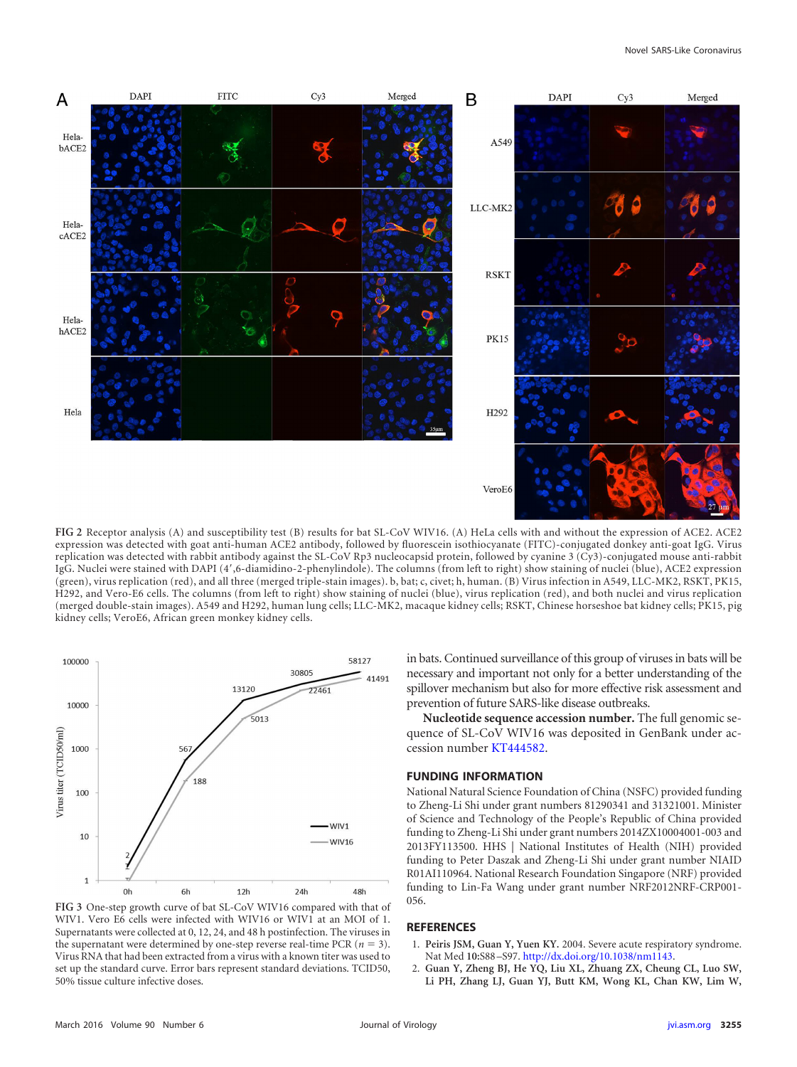FIG 2 Receptor analysis (A) and susceptibility test (B) results for bat SL-CoV WIV16. (A) HeLa cells with and without the expression of ACE2. ACE2 expression was detected with goat anti-human ACE2 antibody, followed by fluorescein isothiocyanate (FITC)-conjugated donkey anti-goat IgG. Virus replication was detected with rabbit antibody against the SL-CoV Rp3 nucleocapsid protein, followed by cyanine 3 (Cy3)-conjugated mouse anti-rabbit IgG. Nuclei were stained with DAPI (4′,6-diamidino-2-phenylindole). The columns (from left to right) show staining of nuclei (blue), ACE2 expression (green), virus replication (red), and all three (merged triple-stain images). b, bat; c, civet; h, human. (B) Virus infection in A549, LLC-MK2, RSKT, PK15, H292, and Vero-E6 cells. The columns (from left to right) show staining of nuclei (blue), virus replication (red), and both nuclei and virus replication (merged double-stain images). A549 and H292, human lung cells; LLC-MK2, macaque kidney cells; RSKT, Chinese horseshoe bat kidney cells; PK15, pig kidney cells; VeroE6, African green monkey kidney cells.

FIG 3 One-step growth curve of bat SL-CoV WIV16 compared with that of WIV1. Vero E6 cells were infected with WIV16 or WIV1 at an MOI of 1. Supernatants were collected at 0, 12, 24, and 48 h postinfection. The viruses in the supernatant were determined by one-step reverse real-time PCR ($n = 3$). Virus RNA that had been extracted from a virus with a known titer was used to set up the standard curve. Error bars represent standard deviations. TCID50, 50% tissue culture infective doses.

in bats. Continued surveillance of this group of viruses in bats will be necessary and important not only for a better understanding of the spillover mechanism but also for more effective risk assessment and prevention of future SARS-like disease outbreaks.

**Nucleotide sequence accession number.** The full genomic sequence of SL-CoV WIV16 was deposited in GenBank under accession number KT444582.

## FUNDING INFORMATION

National Natural Science Foundation of China (NSFC) provided funding to Zheng-Li Shi under grant numbers 81290341 and 31321001. Minister of Science and Technology of the People's Republic of China provided funding to Zheng-Li Shi under grant numbers 2014ZX10004001-003 and 2013FY113500. HHS | National Institutes of Health (NIH) provided funding to Peter Daszak and Zheng-Li Shi under grant number NIAID R01AI110964. National Research Foundation Singapore (NRF) provided funding to Lin-Fa Wang under grant number NRF2012NRF-CRP001-056.

## REFERENCES

1. **Peiris JSM, Guan Y, Yuen KY.** 2004. Severe acute respiratory syndrome. Nat Med **10:**S88–S97. http://dx.doi.org/10.1038/nm1143.
2. **Guan Y, Zheng BJ, He YQ, Liu XL, Zhuang ZX, Cheung CL, Luo SW, Li PH, Zhang LJ, Guan YJ, Butt KM, Wong KL, Chan KW, Lim W,**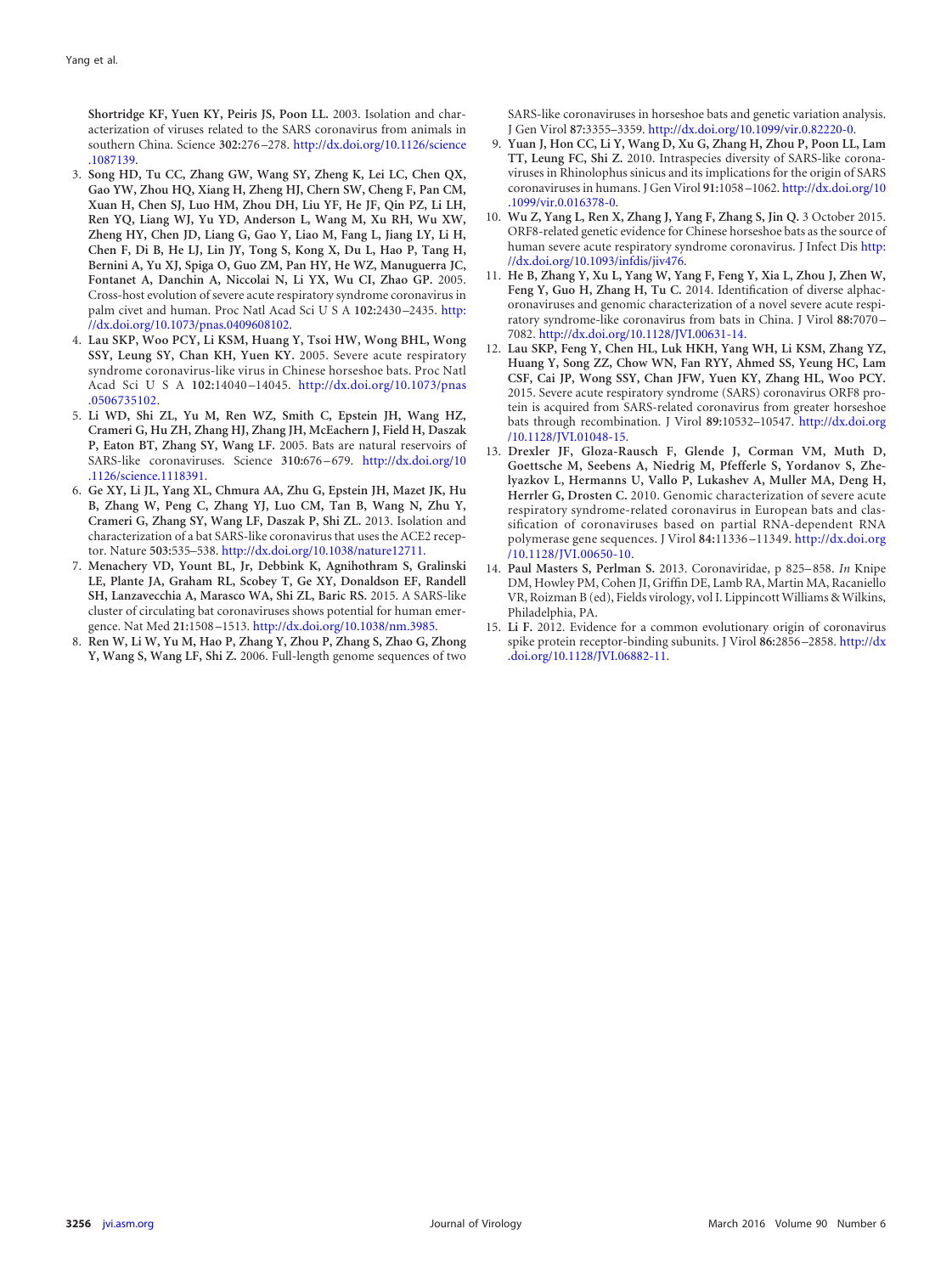**Shortridge KF, Yuen KY, Peiris JS, Poon LL.** 2003. Isolation and characterization of viruses related to the SARS coronavirus from animals in southern China. Science **302:**276–278. http://dx.doi.org/10.1126/science.1087139.

3. **Song HD, Tu CC, Zhang GW, Wang SY, Zheng K, Lei LC, Chen QX, Gao YW, Zhou HQ, Xiang H, Zheng HJ, Chern SW, Cheng F, Pan CM, Xuan H, Chen SJ, Luo HM, Zhou DH, Liu YF, He JF, Qin PZ, Li LH, Ren YQ, Liang WJ, Yu YD, Anderson L, Wang M, Xu RH, Wu XW, Zheng HY, Chen JD, Liang G, Gao Y, Liao M, Fang L, Jiang LY, Li H, Chen F, Di B, He LJ, Lin JY, Tong S, Kong X, Du L, Hao P, Tang H, Bernini A, Yu XJ, Spiga O, Guo ZM, Pan HY, He WZ, Manuguerra JC, Fontanet A, Danchin A, Niccolai N, Li YX, Wu CI, Zhao GP.** 2005. Cross-host evolution of severe acute respiratory syndrome coronavirus in palm civet and human. Proc Natl Acad Sci U S A **102:**2430–2435. http://dx.doi.org/10.1073/pnas.0409608102.
4. **Lau SKP, Woo PCY, Li KSM, Huang Y, Tsoi HW, Wong BHL, Wong SSY, Leung SY, Chan KH, Yuen KY.** 2005. Severe acute respiratory syndrome coronavirus-like virus in Chinese horseshoe bats. Proc Natl Acad Sci U S A **102:**14040–14045. http://dx.doi.org/10.1073/pnas.0506735102.
5. **Li WD, Shi ZL, Yu M, Ren WZ, Smith C, Epstein JH, Wang HZ, Crameri G, Hu ZH, Zhang HJ, Zhang JH, McEachern J, Field H, Daszak P, Eaton BT, Zhang SY, Wang LF.** 2005. Bats are natural reservoirs of SARS-like coronaviruses. Science **310:**676–679. http://dx.doi.org/10.1126/science.1118391.
6. **Ge XY, Li JL, Yang XL, Chmura AA, Zhu G, Epstein JH, Mazet JK, Hu B, Zhang W, Peng C, Zhang YJ, Luo CM, Tan B, Wang N, Zhu Y, Crameri G, Zhang SY, Wang LF, Daszak P, Shi ZL.** 2013. Isolation and characterization of a bat SARS-like coronavirus that uses the ACE2 receptor. Nature **503:**535–538. http://dx.doi.org/10.1038/nature12711.
7. **Menachery VD, Yount BL, Jr, Debbink K, Agnihothram S, Gralinski LE, Plante JA, Graham RL, Scobey T, Ge XY, Donaldson EF, Randell SH, Lanzavecchia A, Marasco WA, Shi ZL, Baric RS.** 2015. A SARS-like cluster of circulating bat coronaviruses shows potential for human emergence. Nat Med **21:**1508–1513. http://dx.doi.org/10.1038/nm.3985.
8. **Ren W, Li W, Yu M, Hao P, Zhang Y, Zhou P, Zhang S, Zhao G, Zhong Y, Wang S, Wang LF, Shi Z.** 2006. Full-length genome sequences of two SARS-like coronaviruses in horseshoe bats and genetic variation analysis. J Gen Virol **87:**3355–3359. http://dx.doi.org/10.1099/vir.0.82220-0.
9. **Yuan J, Hon CC, Li Y, Wang D, Xu G, Zhang H, Zhou P, Poon LL, Lam TT, Leung FC, Shi Z.** 2010. Intraspecies diversity of SARS-like coronaviruses in Rhinolophus sinicus and its implications for the origin of SARS coronaviruses in humans. J Gen Virol **91:**1058–1062. http://dx.doi.org/10.1099/vir.0.016378-0.
10. **Wu Z, Yang L, Ren X, Zhang J, Yang F, Zhang S, Jin Q.** 3 October 2015. ORF8-related genetic evidence for Chinese horseshoe bats as the source of human severe acute respiratory syndrome coronavirus. J Infect Dis http://dx.doi.org/10.1093/infdis/jiv476.
11. **He B, Zhang Y, Xu L, Yang W, Yang F, Feng Y, Xia L, Zhou J, Zhen W, Feng Y, Guo H, Zhang H, Tu C.** 2014. Identification of diverse alphacoronaviruses and genomic characterization of a novel severe acute respiratory syndrome-like coronavirus from bats in China. J Virol **88:**7070–7082. http://dx.doi.org/10.1128/JVI.00631-14.
12. **Lau SKP, Feng Y, Chen HL, Luk HKH, Yang WH, Li KSM, Zhang YZ, Huang Y, Song ZZ, Chow WN, Fan RYY, Ahmed SS, Yeung HC, Lam CSF, Cai JP, Wong SSY, Chan JFW, Yuen KY, Zhang HL, Woo PCY.** 2015. Severe acute respiratory syndrome (SARS) coronavirus ORF8 protein is acquired from SARS-related coronavirus from greater horseshoe bats through recombination. J Virol **89:**10532–10547. http://dx.doi.org/10.1128/JVI.01048-15.
13. **Drexler JF, Gloza-Rausch F, Glende J, Corman VM, Muth D, Goettsche M, Seebens A, Niedrig M, Pfefferle S, Yordanov S, Zhelyazkov L, Hermanns U, Vallo P, Lukashev A, Muller MA, Deng H, Herrler G, Drosten C.** 2010. Genomic characterization of severe acute respiratory syndrome-related coronavirus in European bats and classification of coronaviruses based on partial RNA-dependent RNA polymerase gene sequences. J Virol **84:**11336–11349. http://dx.doi.org/10.1128/JVI.00650-10.
14. **Paul Masters S, Perlman S.** 2013. Coronaviridae, p 825–858. *In* Knipe DM, Howley PM, Cohen JI, Griffin DE, Lamb RA, Martin MA, Racaniello VR, Roizman B (ed), Fields virology, vol I. Lippincott Williams & Wilkins, Philadelphia, PA.
15. **Li F.** 2012. Evidence for a common evolutionary origin of coronavirus spike protein receptor-binding subunits. J Virol **86:**2856–2858. http://dx.doi.org/10.1128/JVI.06882-11.